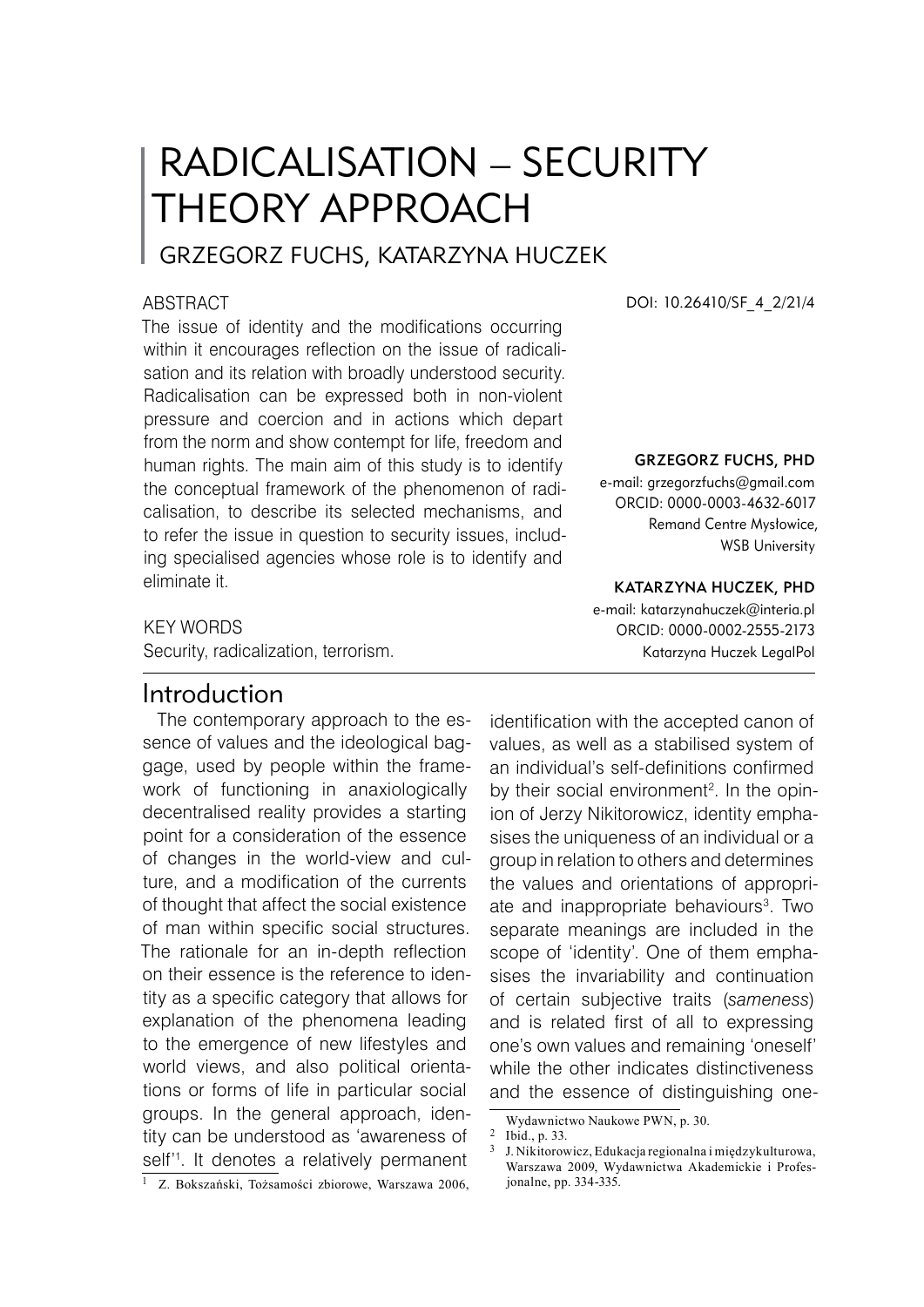# RADICALISATION – SECURITY THEORY APPROACH

## GRZEGORZ FUCHS, KATARZYNA HUCZEK

DOI: 10.26410/SF_4_2/21/4

**GRZEGORZ FUCHS, PHD**
e-mail: grzegorzfuchs@gmail.com
ORCID: 0000-0003-4632-6017
Remand Centre Mysłowice,
WSB University

**KATARZYNA HUCZEK, PHD**
e-mail: katarzynahuczek@interia.pl
ORCID: 0000-0002-2555-2173
Katarzyna Huczek LegalPol

### ABSTRACT

The issue of identity and the modifications occurring within it encourages reflection on the issue of radicalisation and its relation with broadly understood security. Radicalisation can be expressed both in non-violent pressure and coercion and in actions which depart from the norm and show contempt for life, freedom and human rights. The main aim of this study is to identify the conceptual framework of the phenomenon of radicalisation, to describe its selected mechanisms, and to refer the issue in question to security issues, including specialised agencies whose role is to identify and eliminate it.

### KEY WORDS

Security, radicalization, terrorism.

## Introduction

The contemporary approach to the essence of values and the ideological baggage, used by people within the framework of functioning in anaxiologically decentralised reality provides a starting point for a consideration of the essence of changes in the world-view and culture, and a modification of the currents of thought that affect the social existence of man within specific social structures. The rationale for an in-depth reflection on their essence is the reference to identity as a specific category that allows for explanation of the phenomena leading to the emergence of new lifestyles and world views, and also political orientations or forms of life in particular social groups. In the general approach, identity can be understood as 'awareness of self'[1]. It denotes a relatively permanent identification with the accepted canon of values, as well as a stabilised system of an individual's self-definitions confirmed by their social environment[2]. In the opinion of Jerzy Nikitorowicz, identity emphasises the uniqueness of an individual or a group in relation to others and determines the values and orientations of appropriate and inappropriate behaviours[3]. Two separate meanings are included in the scope of 'identity'. One of them emphasises the invariability and continuation of certain subjective traits (*sameness*) and is related first of all to expressing one's own values and remaining 'oneself' while the other indicates distinctiveness and the essence of distinguishing one-

---

[1] Z. Bokszański, Tożsamości zbiorowe, Warszawa 2006, Wydawnictwo Naukowe PWN, p. 30.

[2] Ibid., p. 33.

[3] J. Nikitorowicz, Edukacja regionalna i międzykulturowa, Warszawa 2009, Wydawnictwa Akademickie i Profesjonalne, pp. 334-335.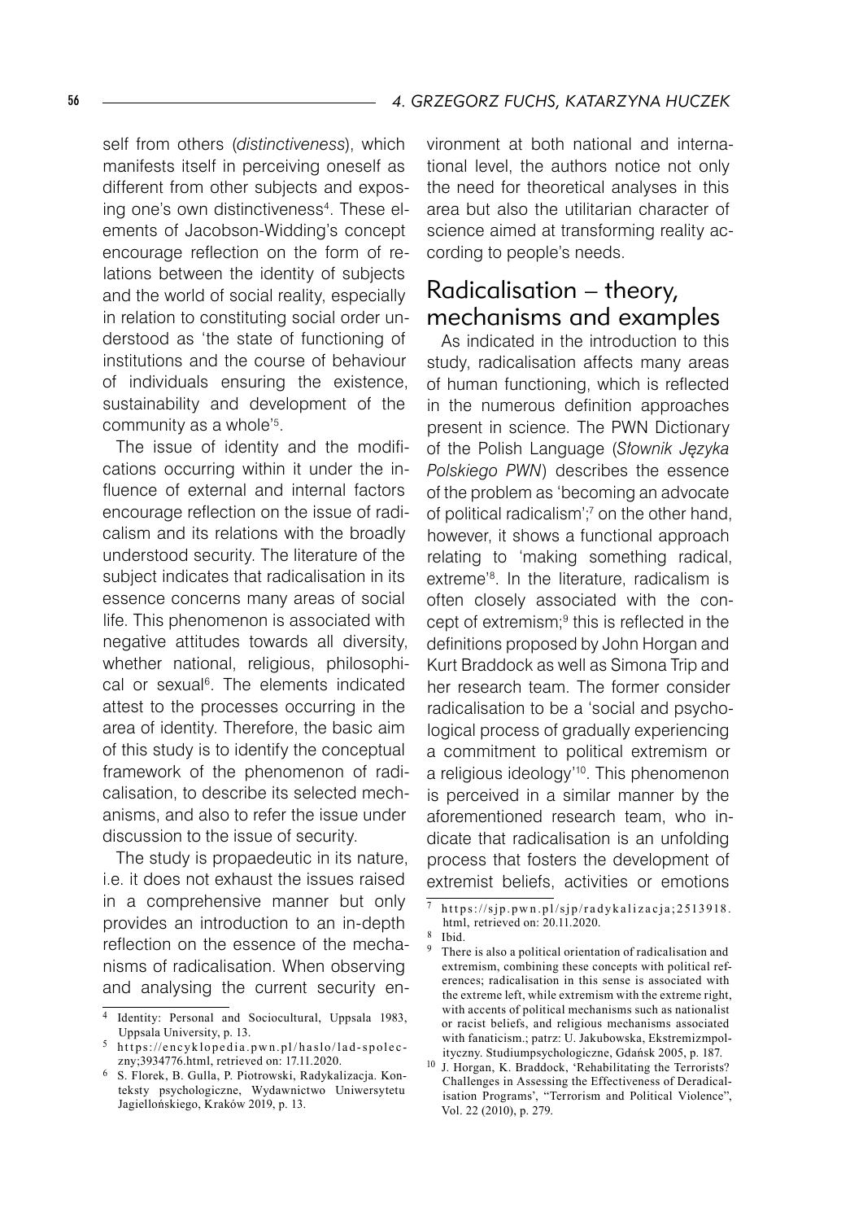self from others (*distinctiveness*), which manifests itself in perceiving oneself as different from other subjects and exposing one's own distinctiveness[4]. These elements of Jacobson-Widding's concept encourage reflection on the form of relations between the identity of subjects and the world of social reality, especially in relation to constituting social order understood as 'the state of functioning of institutions and the course of behaviour of individuals ensuring the existence, sustainability and development of the community as a whole'[5].

The issue of identity and the modifications occurring within it under the influence of external and internal factors encourage reflection on the issue of radicalism and its relations with the broadly understood security. The literature of the subject indicates that radicalisation in its essence concerns many areas of social life. This phenomenon is associated with negative attitudes towards all diversity, whether national, religious, philosophical or sexual[6]. The elements indicated attest to the processes occurring in the area of identity. Therefore, the basic aim of this study is to identify the conceptual framework of the phenomenon of radicalisation, to describe its selected mechanisms, and also to refer the issue under discussion to the issue of security.

The study is propaedeutic in its nature, i.e. it does not exhaust the issues raised in a comprehensive manner but only provides an introduction to an in-depth reflection on the essence of the mechanisms of radicalisation. When observing and analysing the current security environment at both national and international level, the authors notice not only the need for theoretical analyses in this area but also the utilitarian character of science aimed at transforming reality according to people's needs.

## Radicalisation – theory, mechanisms and examples

As indicated in the introduction to this study, radicalisation affects many areas of human functioning, which is reflected in the numerous definition approaches present in science. The PWN Dictionary of the Polish Language (*Słownik Języka Polskiego PWN*) describes the essence of the problem as 'becoming an advocate of political radicalism';[7] on the other hand, however, it shows a functional approach relating to 'making something radical, extreme'[8]. In the literature, radicalism is often closely associated with the concept of extremism;[9] this is reflected in the definitions proposed by John Horgan and Kurt Braddock as well as Simona Trip and her research team. The former consider radicalisation to be a 'social and psychological process of gradually experiencing a commitment to political extremism or a religious ideology'[10]. This phenomenon is perceived in a similar manner by the aforementioned research team, who indicate that radicalisation is an unfolding process that fosters the development of extremist beliefs, activities or emotions

---

[4] Identity: Personal and Sociocultural, Uppsala 1983, Uppsala University, p. 13.

[5] https://encyklopedia.pwn.pl/haslo/lad-spoleczny;3934776.html, retrieved on: 17.11.2020.

[6] S. Florek, B. Gulla, P. Piotrowski, Radykalizacja. Konteksty psychologiczne, Wydawnictwo Uniwersytetu Jagiellońskiego, Kraków 2019, p. 13.

[7] https://sjp.pwn.pl/sjp/radykalizacja;2513918.html, retrieved on: 20.11.2020.

[8] Ibid.

[9] There is also a political orientation of radicalisation and extremism, combining these concepts with political references; radicalisation in this sense is associated with the extreme left, while extremism with the extreme right, with accents of political mechanisms such as nationalist or racist beliefs, and religious mechanisms associated with fanaticism.; patrz: U. Jakubowska, Ekstremizmpolityczny. Studiumpsychologiczne, Gdańsk 2005, p. 187.

[10] J. Horgan, K. Braddock, 'Rehabilitating the Terrorists? Challenges in Assessing the Effectiveness of Deradicalisation Programs', "Terrorism and Political Violence", Vol. 22 (2010), p. 279.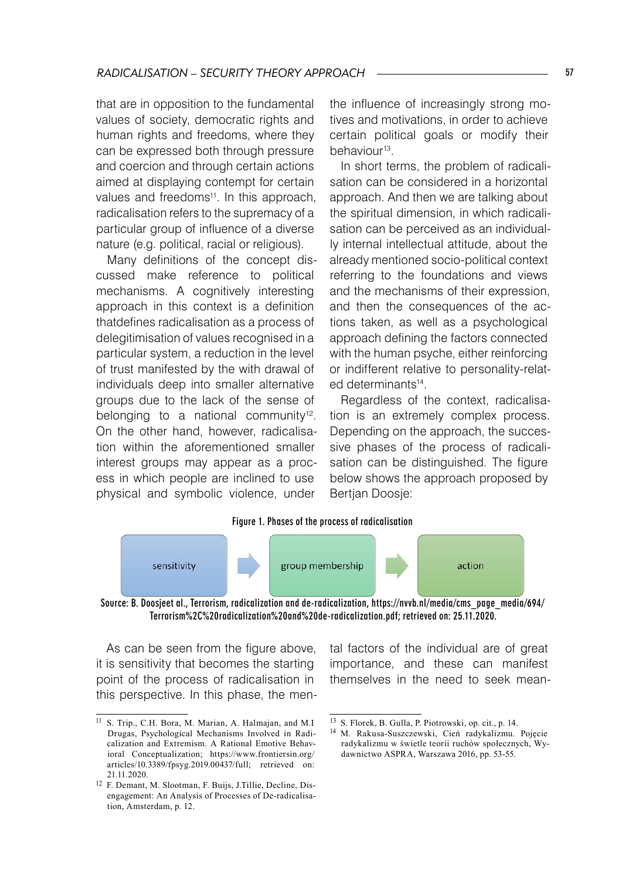that are in opposition to the fundamental values of society, democratic rights and human rights and freedoms, where they can be expressed both through pressure and coercion and through certain actions aimed at displaying contempt for certain values and freedoms[11]. In this approach, radicalisation refers to the supremacy of a particular group of influence of a diverse nature (e.g. political, racial or religious).

Many definitions of the concept discussed make reference to political mechanisms. A cognitively interesting approach in this context is a definition thatdefines radicalisation as a process of delegitimisation of values recognised in a particular system, a reduction in the level of trust manifested by the with drawal of individuals deep into smaller alternative groups due to the lack of the sense of belonging to a national community[12]. On the other hand, however, radicalisation within the aforementioned smaller interest groups may appear as a process in which people are inclined to use physical and symbolic violence, under the influence of increasingly strong motives and motivations, in order to achieve certain political goals or modify their behaviour[13].

In short terms, the problem of radicalisation can be considered in a horizontal approach. And then we are talking about the spiritual dimension, in which radicalisation can be perceived as an individually internal intellectual attitude, about the already mentioned socio-political context referring to the foundations and views and the mechanisms of their expression, and then the consequences of the actions taken, as well as a psychological approach defining the factors connected with the human psyche, either reinforcing or indifferent relative to personality-related determinants[14].

Regardless of the context, radicalisation is an extremely complex process. Depending on the approach, the successive phases of the process of radicalisation can be distinguished. The figure below shows the approach proposed by Bertjan Doosje:

**Figure 1. Phases of the process of radicalisation**

sensitivity → group membership → action

Source: B. Doosjeet al., Terrorism, radicalization and de-radicalization, https://nvvb.nl/media/cms_page_media/694/Terrorism%2C%20radicalization%20and%20de-radicalization.pdf; retrieved on: 25.11.2020.

As can be seen from the figure above, it is sensitivity that becomes the starting point of the process of radicalisation in this perspective. In this phase, the mental factors of the individual are of great importance, and these can manifest themselves in the need to seek mean-

---

[11] S. Trip., C.H. Bora, M. Marian, A. Halmajan, and M.I Drugas, Psychological Mechanisms Involved in Radicalization and Extremism. A Rational Emotive Behavioral Conceptualization; https://www.frontiersin.org/articles/10.3389/fpsyg.2019.00437/full; retrieved on: 21.11.2020.

[12] F. Demant, M. Slootman, F. Buijs, J.Tillie, Decline, Disengagement: An Analysis of Processes of De-radicalisation, Amsterdam, p. 12.

[13] S. Florek, B. Gulla, P. Piotrowski, op. cit., p. 14.

[14] M. Rakusa-Suszczewski, Cień radykalizmu. Pojęcie radykalizmu w świetle teorii ruchów społecznych, Wydawnictwo ASPRA, Warszawa 2016, pp. 53-55.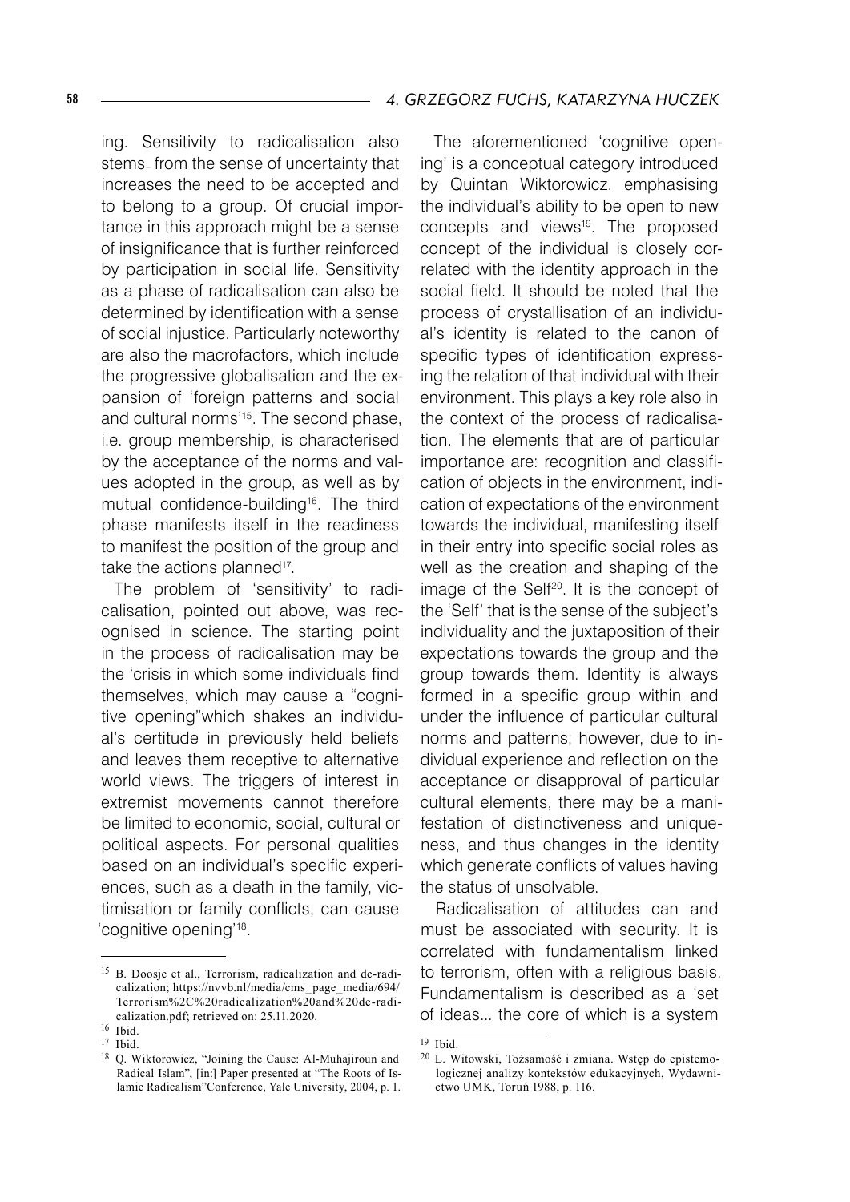ing. Sensitivity to radicalisation also stems from the sense of uncertainty that increases the need to be accepted and to belong to a group. Of crucial importance in this approach might be a sense of insignificance that is further reinforced by participation in social life. Sensitivity as a phase of radicalisation can also be determined by identification with a sense of social injustice. Particularly noteworthy are also the macrofactors, which include the progressive globalisation and the expansion of 'foreign patterns and social and cultural norms'[15]. The second phase, i.e. group membership, is characterised by the acceptance of the norms and values adopted in the group, as well as by mutual confidence-building[16]. The third phase manifests itself in the readiness to manifest the position of the group and take the actions planned[17].

The problem of 'sensitivity' to radicalisation, pointed out above, was recognised in science. The starting point in the process of radicalisation may be the 'crisis in which some individuals find themselves, which may cause a "cognitive opening"which shakes an individual's certitude in previously held beliefs and leaves them receptive to alternative world views. The triggers of interest in extremist movements cannot therefore be limited to economic, social, cultural or political aspects. For personal qualities based on an individual's specific experiences, such as a death in the family, victimisation or family conflicts, can cause 'cognitive opening'[18].

The aforementioned 'cognitive opening' is a conceptual category introduced by Quintan Wiktorowicz, emphasising the individual's ability to be open to new concepts and views[19]. The proposed concept of the individual is closely correlated with the identity approach in the social field. It should be noted that the process of crystallisation of an individual's identity is related to the canon of specific types of identification expressing the relation of that individual with their environment. This plays a key role also in the context of the process of radicalisation. The elements that are of particular importance are: recognition and classification of objects in the environment, indication of expectations of the environment towards the individual, manifesting itself in their entry into specific social roles as well as the creation and shaping of the image of the Self[20]. It is the concept of the 'Self' that is the sense of the subject's individuality and the juxtaposition of their expectations towards the group and the group towards them. Identity is always formed in a specific group within and under the influence of particular cultural norms and patterns; however, due to individual experience and reflection on the acceptance or disapproval of particular cultural elements, there may be a manifestation of distinctiveness and uniqueness, and thus changes in the identity which generate conflicts of values having the status of unsolvable.

Radicalisation of attitudes can and must be associated with security. It is correlated with fundamentalism linked to terrorism, often with a religious basis. Fundamentalism is described as a 'set of ideas... the core of which is a system

---

[15] B. Doosje et al., Terrorism, radicalization and de-radicalization; https://nvvb.nl/media/cms_page_media/694/Terrorism%2C%20radicalization%20and%20de-radicalization.pdf; retrieved on: 25.11.2020.

[16] Ibid.

[17] Ibid.

[18] Q. Wiktorowicz, "Joining the Cause: Al-Muhajiroun and Radical Islam", [in:] Paper presented at "The Roots of Islamic Radicalism"Conference, Yale University, 2004, p. 1.

[19] Ibid.

[20] L. Witowski, Tożsamość i zmiana. Wstęp do epistemologicznej analizy kontekstów edukacyjnych, Wydawnictwo UMK, Toruń 1988, p. 116.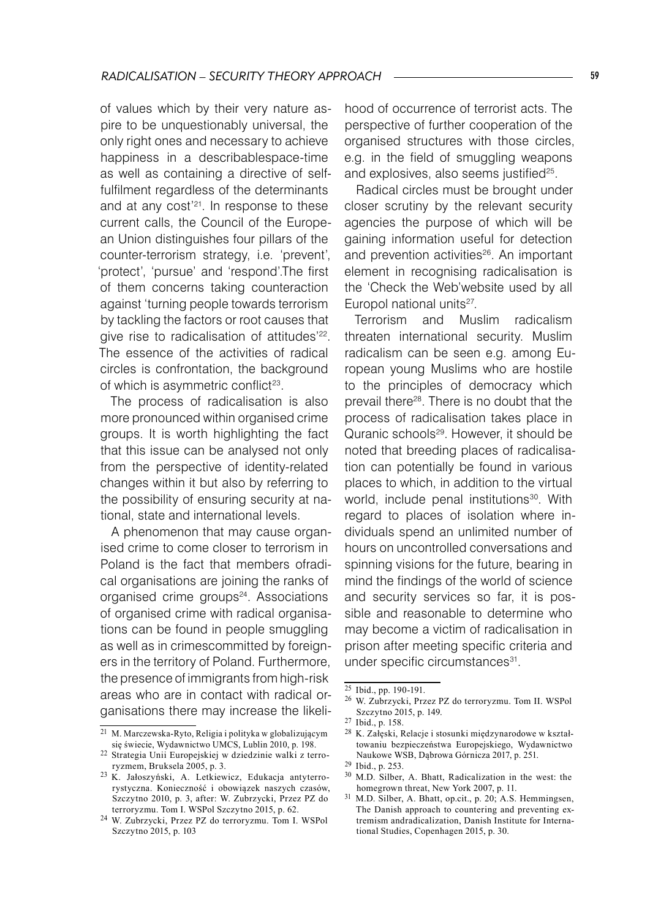of values which by their very nature aspire to be unquestionably universal, the only right ones and necessary to achieve happiness in a describablespace-time as well as containing a directive of self-fulfilment regardless of the determinants and at any cost'[21]. In response to these current calls, the Council of the European Union distinguishes four pillars of the counter-terrorism strategy, i.e. 'prevent', 'protect', 'pursue' and 'respond'.The first of them concerns taking counteraction against 'turning people towards terrorism by tackling the factors or root causes that give rise to radicalisation of attitudes'[22]. The essence of the activities of radical circles is confrontation, the background of which is asymmetric conflict[23].

The process of radicalisation is also more pronounced within organised crime groups. It is worth highlighting the fact that this issue can be analysed not only from the perspective of identity-related changes within it but also by referring to the possibility of ensuring security at national, state and international levels.

A phenomenon that may cause organised crime to come closer to terrorism in Poland is the fact that members ofradical organisations are joining the ranks of organised crime groups[24]. Associations of organised crime with radical organisations can be found in people smuggling as well as in crimescommitted by foreigners in the territory of Poland. Furthermore, the presence of immigrants from high-risk areas who are in contact with radical organisations there may increase the likelihood of occurrence of terrorist acts. The perspective of further cooperation of the organised structures with those circles, e.g. in the field of smuggling weapons and explosives, also seems justified[25].

Radical circles must be brought under closer scrutiny by the relevant security agencies the purpose of which will be gaining information useful for detection and prevention activities[26]. An important element in recognising radicalisation is the 'Check the Web'website used by all Europol national units[27].

Terrorism and Muslim radicalism threaten international security. Muslim radicalism can be seen e.g. among European young Muslims who are hostile to the principles of democracy which prevail there[28]. There is no doubt that the process of radicalisation takes place in Quranic schools[29]. However, it should be noted that breeding places of radicalisation can potentially be found in various places to which, in addition to the virtual world, include penal institutions[30]. With regard to places of isolation where individuals spend an unlimited number of hours on uncontrolled conversations and spinning visions for the future, bearing in mind the findings of the world of science and security services so far, it is possible and reasonable to determine who may become a victim of radicalisation in prison after meeting specific criteria and under specific circumstances[31].

---

[21] M. Marczewska-Ryto, Religia i polityka w globalizującym się świecie, Wydawnictwo UMCS, Lublin 2010, p. 198.

[22] Strategia Unii Europejskiej w dziedzinie walki z terroryzmem, Bruksela 2005, p. 3.

[23] K. Jałoszyński, A. Letkiewicz, Edukacja antyterrorystyczna. Konieczność i obowiązek naszych czasów, Szczytno 2010, p. 3, after: W. Zubrzycki, Przez PZ do terroryzmu. Tom I. WSPol Szczytno 2015, p. 62.

[24] W. Zubrzycki, Przez PZ do terroryzmu. Tom I. WSPol Szczytno 2015, p. 103

[25] Ibid., pp. 190-191.

[26] W. Zubrzycki, Przez PZ do terroryzmu. Tom II. WSPol Szczytno 2015, p. 149.

[27] Ibid., p. 158.

[28] K. Załęski, Relacje i stosunki międzynarodowe w kształtowaniu bezpieczeństwa Europejskiego, Wydawnictwo Naukowe WSB, Dąbrowa Górnicza 2017, p. 251.

[29] Ibid., p. 253.

[30] M.D. Silber, A. Bhatt, Radicalization in the west: the homegrown threat, New York 2007, p. 11.

[31] M.D. Silber, A. Bhatt, op.cit., p. 20; A.S. Hemmingsen, The Danish approach to countering and preventing extremism andradicalization, Danish Institute for International Studies, Copenhagen 2015, p. 30.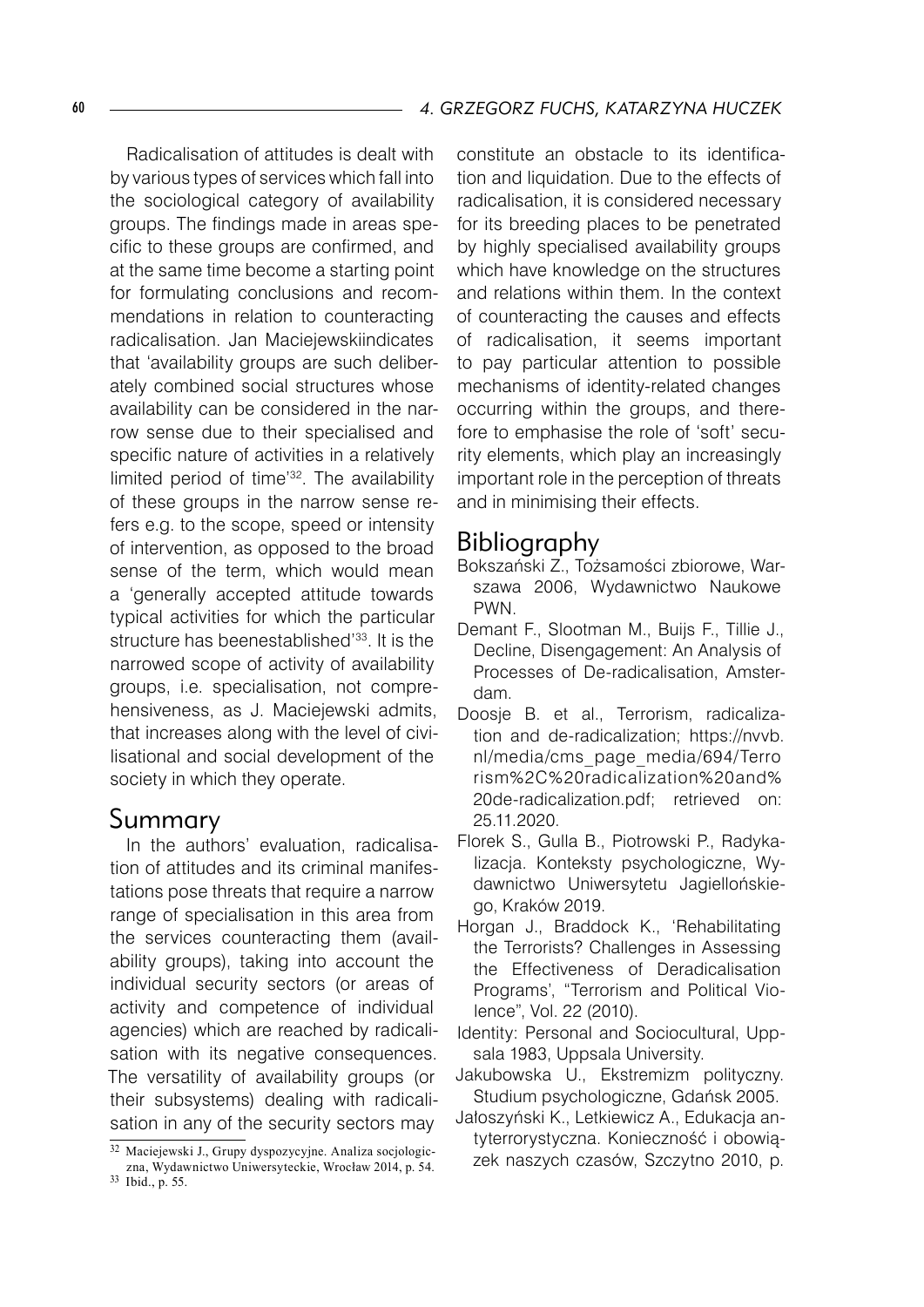Radicalisation of attitudes is dealt with by various types of services which fall into the sociological category of availability groups. The findings made in areas specific to these groups are confirmed, and at the same time become a starting point for formulating conclusions and recommendations in relation to counteracting radicalisation. Jan Maciejewskiindicates that 'availability groups are such deliberately combined social structures whose availability can be considered in the narrow sense due to their specialised and specific nature of activities in a relatively limited period of time'[32]. The availability of these groups in the narrow sense refers e.g. to the scope, speed or intensity of intervention, as opposed to the broad sense of the term, which would mean a 'generally accepted attitude towards typical activities for which the particular structure has beenestablished'[33]. It is the narrowed scope of activity of availability groups, i.e. specialisation, not comprehensiveness, as J. Maciejewski admits, that increases along with the level of civilisational and social development of the society in which they operate.

## Summary

In the authors' evaluation, radicalisation of attitudes and its criminal manifestations pose threats that require a narrow range of specialisation in this area from the services counteracting them (availability groups), taking into account the individual security sectors (or areas of activity and competence of individual agencies) which are reached by radicalisation with its negative consequences. The versatility of availability groups (or their subsystems) dealing with radicalisation in any of the security sectors may constitute an obstacle to its identification and liquidation. Due to the effects of radicalisation, it is considered necessary for its breeding places to be penetrated by highly specialised availability groups which have knowledge on the structures and relations within them. In the context of counteracting the causes and effects of radicalisation, it seems important to pay particular attention to possible mechanisms of identity-related changes occurring within the groups, and therefore to emphasise the role of 'soft' security elements, which play an increasingly important role in the perception of threats and in minimising their effects.

## Bibliography

Bokszański Z., Tożsamości zbiorowe, Warszawa 2006, Wydawnictwo Naukowe PWN.

Demant F., Slootman M., Buijs F., Tillie J., Decline, Disengagement: An Analysis of Processes of De-radicalisation, Amsterdam.

Doosje B. et al., Terrorism, radicalization and de-radicalization; https://nvvb.nl/media/cms_page_media/694/Terrorism%2C%20radicalization%20and%20de-radicalization.pdf; retrieved on: 25.11.2020.

Florek S., Gulla B., Piotrowski P., Radykalizacja. Konteksty psychologiczne, Wydawnictwo Uniwersytetu Jagiellońskiego, Kraków 2019.

Horgan J., Braddock K., 'Rehabilitating the Terrorists? Challenges in Assessing the Effectiveness of Deradicalisation Programs', "Terrorism and Political Violence", Vol. 22 (2010).

Identity: Personal and Sociocultural, Uppsala 1983, Uppsala University.

Jakubowska U., Ekstremizm polityczny. Studium psychologiczne, Gdańsk 2005.

Jałoszyński K., Letkiewicz A., Edukacja antyterrorystyczna. Konieczność i obowiązek naszych czasów, Szczytno 2010, p.

---

[32] Maciejewski J., Grupy dyspozycyjne. Analiza socjologiczna, Wydawnictwo Uniwersyteckie, Wrocław 2014, p. 54.

[33] Ibid., p. 55.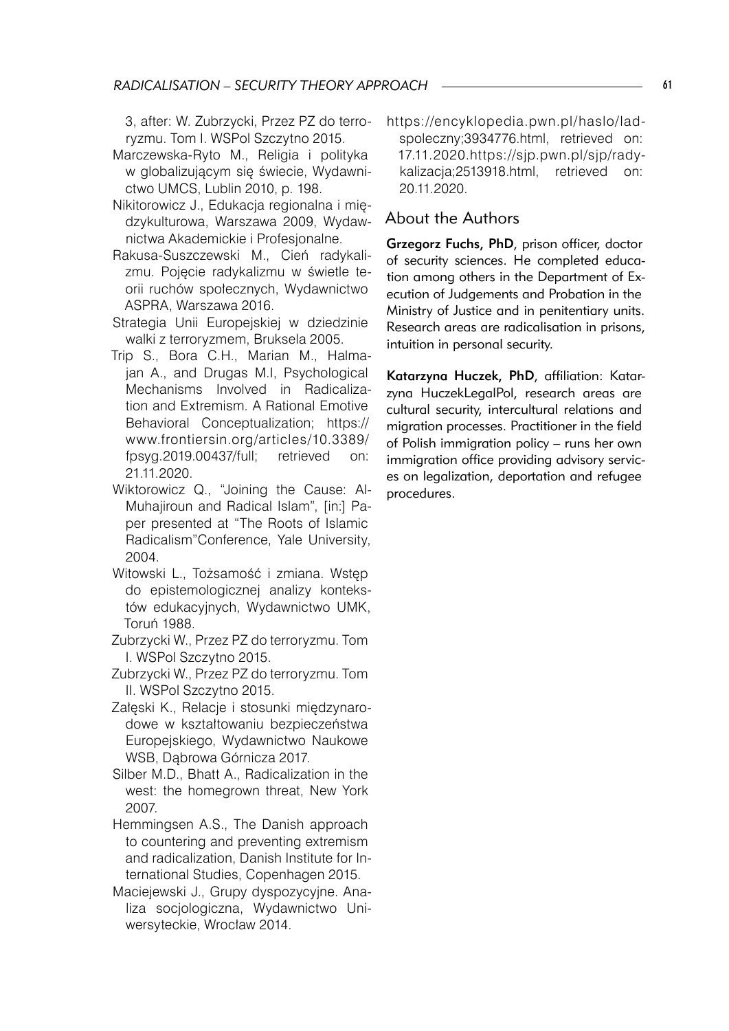3, after: W. Zubrzycki, Przez PZ do terroryzmu. Tom I. WSPol Szczytno 2015.

Marczewska-Ryto M., Religia i polityka w globalizującym się świecie, Wydawnictwo UMCS, Lublin 2010, p. 198.

Nikitorowicz J., Edukacja regionalna i międzykulturowa, Warszawa 2009, Wydawnictwa Akademickie i Profesjonalne.

Rakusa-Suszczewski M., Cień radykalizmu. Pojęcie radykalizmu w świetle teorii ruchów społecznych, Wydawnictwo ASPRA, Warszawa 2016.

Strategia Unii Europejskiej w dziedzinie walki z terroryzmem, Bruksela 2005.

Trip S., Bora C.H., Marian M., Halmajan A., and Drugas M.I, Psychological Mechanisms Involved in Radicalization and Extremism. A Rational Emotive Behavioral Conceptualization; https://www.frontiersin.org/articles/10.3389/fpsyg.2019.00437/full; retrieved on: 21.11.2020.

Wiktorowicz Q., "Joining the Cause: Al-Muhajiroun and Radical Islam", [in:] Paper presented at "The Roots of Islamic Radicalism"Conference, Yale University, 2004.

Witowski L., Tożsamość i zmiana. Wstęp do epistemologicznej analizy kontekstów edukacyjnych, Wydawnictwo UMK, Toruń 1988.

Zubrzycki W., Przez PZ do terroryzmu. Tom I. WSPol Szczytno 2015.

Zubrzycki W., Przez PZ do terroryzmu. Tom II. WSPol Szczytno 2015.

Załęski K., Relacje i stosunki międzynarodowe w kształtowaniu bezpieczeństwa Europejskiego, Wydawnictwo Naukowe WSB, Dąbrowa Górnicza 2017.

Silber M.D., Bhatt A., Radicalization in the west: the homegrown threat, New York 2007.

Hemmingsen A.S., The Danish approach to countering and preventing extremism and radicalization, Danish Institute for International Studies, Copenhagen 2015.

Maciejewski J., Grupy dyspozycyjne. Analiza socjologiczna, Wydawnictwo Uniwersyteckie, Wrocław 2014.

https://encyklopedia.pwn.pl/haslo/ladspoleczny;3934776.html, retrieved on: 17.11.2020.https://sjp.pwn.pl/sjp/radykalizacja;2513918.html, retrieved on: 20.11.2020.

## About the Authors

**Grzegorz Fuchs, PhD**, prison officer, doctor of security sciences. He completed education among others in the Department of Execution of Judgements and Probation in the Ministry of Justice and in penitentiary units. Research areas are radicalisation in prisons, intuition in personal security.

**Katarzyna Huczek, PhD**, affiliation: Katarzyna HuczekLegalPol, research areas are cultural security, intercultural relations and migration processes. Practitioner in the field of Polish immigration policy – runs her own immigration office providing advisory services on legalization, deportation and refugee procedures.